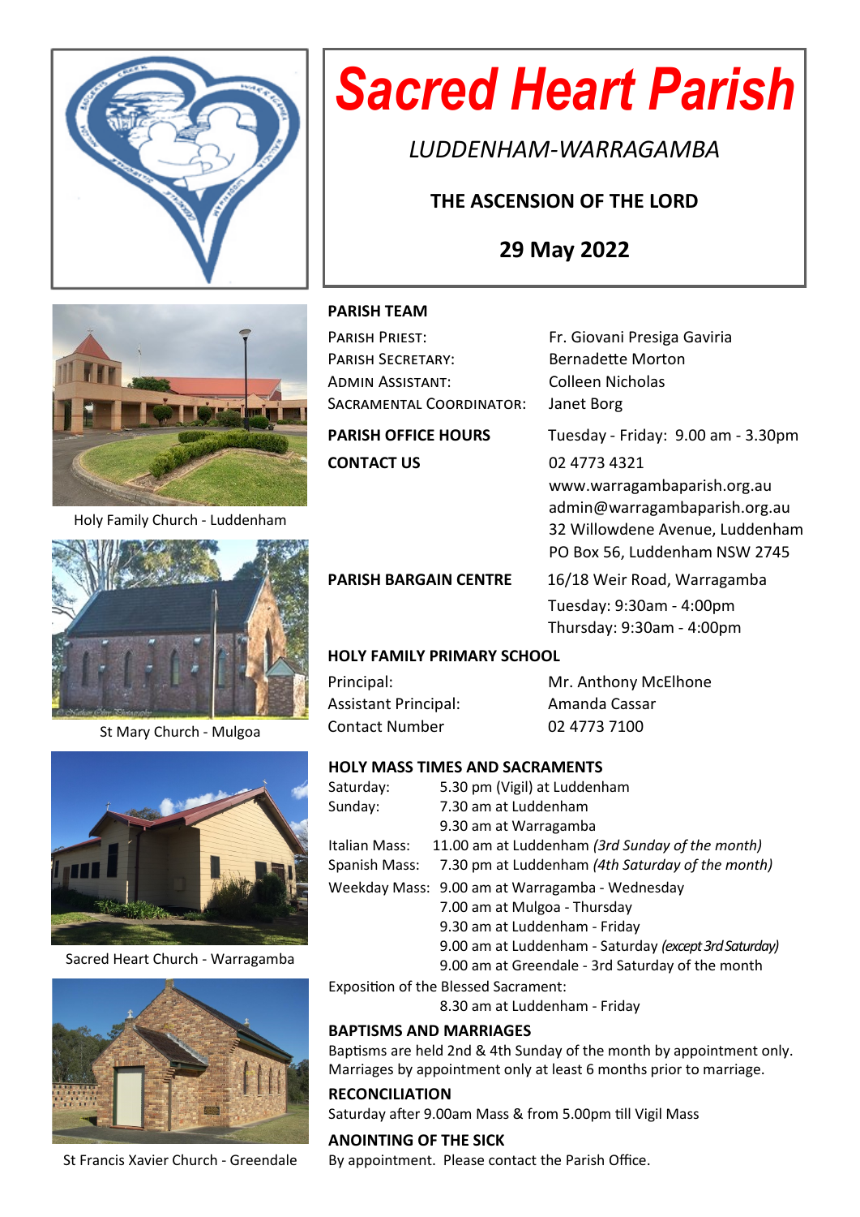# Sacred Heart Parish

*LUDDENHAM-WARRAGAMBA*

**THE ASCENSION OF THE LORD**

**29 May 2022**

Holy Family Church - Luddenham

St Mary Church - Mulgoa

Sacred Heart Church - Warragamba

St Francis Xavier Church - Greendale

## PARISH TEAM

| | |
|---|---|
| PARISH PRIEST: | Fr. Giovani Presiga Gaviria |
| PARISH SECRETARY: | Bernadette Morton |
| ADMIN ASSISTANT: | Colleen Nicholas |
| SACRAMENTAL COORDINATOR: | Janet Borg |

**PARISH OFFICE HOURS** Tuesday - Friday: 9.00 am - 3.30pm

**CONTACT US**
02 4773 4321
www.warragambaparish.org.au
admin@warragambaparish.org.au
32 Willowdene Avenue, Luddenham
PO Box 56, Luddenham NSW 2745

**PARISH BARGAIN CENTRE** 16/18 Weir Road, Warragamba
Tuesday: 9:30am - 4:00pm
Thursday: 9:30am - 4:00pm

## HOLY FAMILY PRIMARY SCHOOL

| | |
|---|---|
| Principal: | Mr. Anthony McElhone |
| Assistant Principal: | Amanda Cassar |
| Contact Number | 02 4773 7100 |

## HOLY MASS TIMES AND SACRAMENTS

Saturday: 5.30 pm (Vigil) at Luddenham
Sunday: 7.30 am at Luddenham
9.30 am at Warragamba
Italian Mass: 11.00 am at Luddenham *(3rd Sunday of the month)*
Spanish Mass: 7.30 pm at Luddenham *(4th Saturday of the month)*
Weekday Mass: 9.00 am at Warragamba - Wednesday
7.00 am at Mulgoa - Thursday
9.30 am at Luddenham - Friday
9.00 am at Luddenham - Saturday *(except 3rd Saturday)*
9.00 am at Greendale - 3rd Saturday of the month
Exposition of the Blessed Sacrament:
8.30 am at Luddenham - Friday

## BAPTISMS AND MARRIAGES

Baptisms are held 2nd & 4th Sunday of the month by appointment only.
Marriages by appointment only at least 6 months prior to marriage.

## RECONCILIATION

Saturday after 9.00am Mass & from 5.00pm till Vigil Mass

## ANOINTING OF THE SICK

By appointment. Please contact the Parish Office.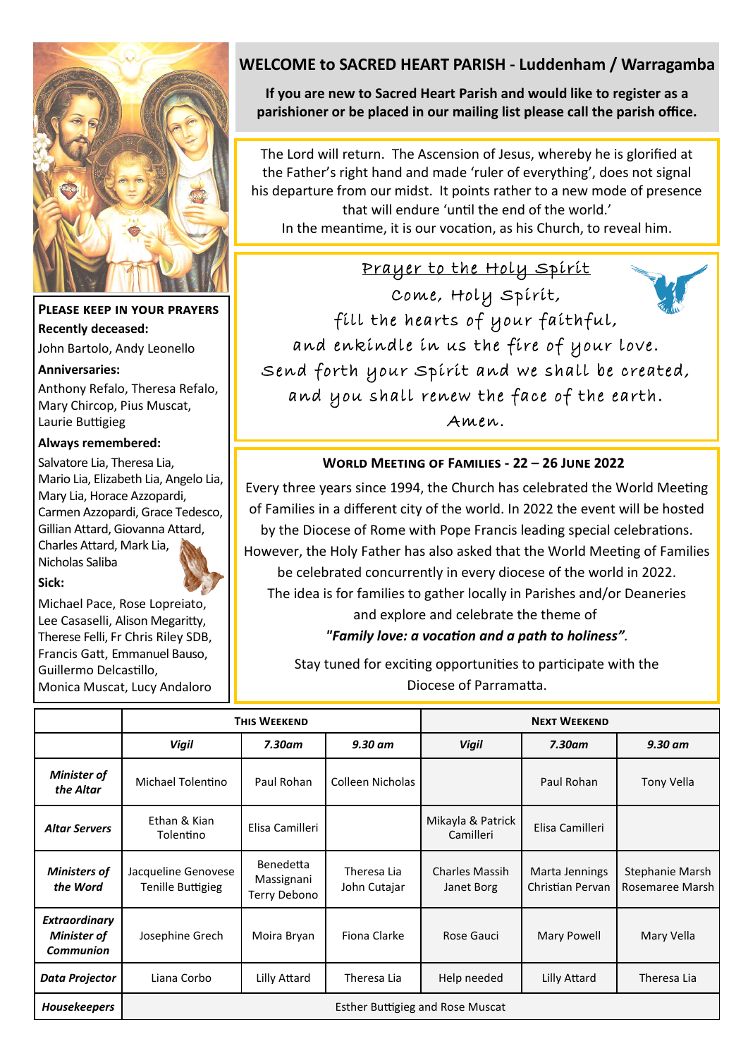## WELCOME to SACRED HEART PARISH - Luddenham / Warragamba

**If you are new to Sacred Heart Parish and would like to register as a parishioner or be placed in our mailing list please call the parish office.**

The Lord will return. The Ascension of Jesus, whereby he is glorified at the Father's right hand and made 'ruler of everything', does not signal his departure from our midst. It points rather to a new mode of presence that will endure 'until the end of the world.'
In the meantime, it is our vocation, as his Church, to reveal him.

### PLEASE KEEP IN YOUR PRAYERS

**Recently deceased:**
John Bartolo, Andy Leonello

**Anniversaries:**
Anthony Refalo, Theresa Refalo, Mary Chircop, Pius Muscat, Laurie Buttigieg

**Always remembered:**
Salvatore Lia, Theresa Lia, Mario Lia, Elizabeth Lia, Angelo Lia, Mary Lia, Horace Azzopardi, Carmen Azzopardi, Grace Tedesco, Gillian Attard, Giovanna Attard, Charles Attard, Mark Lia, Nicholas Saliba

**Sick:**
Michael Pace, Rose Lopreiato, Lee Casaselli, Alison Megaritty, Therese Felli, Fr Chris Riley SDB, Francis Gatt, Emmanuel Bauso, Guillermo Delcastillo, Monica Muscat, Lucy Andaloro

### Prayer to the Holy Spirit

Come, Holy Spirit,
fill the hearts of your faithful,
and enkindle in us the fire of your love.
Send forth your Spirit and we shall be created,
and you shall renew the face of the earth.
Amen.

### WORLD MEETING OF FAMILIES - 22 – 26 JUNE 2022

Every three years since 1994, the Church has celebrated the World Meeting of Families in a different city of the world. In 2022 the event will be hosted by the Diocese of Rome with Pope Francis leading special celebrations. However, the Holy Father has also asked that the World Meeting of Families be celebrated concurrently in every diocese of the world in 2022. The idea is for families to gather locally in Parishes and/or Deaneries and explore and celebrate the theme of
***"Family love: a vocation and a path to holiness"***.

Stay tuned for exciting opportunities to participate with the Diocese of Parramatta.

| | THIS WEEKEND | | | NEXT WEEKEND | | |
|---|---|---|---|---|---|---|
| | *Vigil* | *7.30am* | *9.30 am* | *Vigil* | *7.30am* | *9.30 am* |
| ***Minister of the Altar*** | Michael Tolentino | Paul Rohan | Colleen Nicholas | | Paul Rohan | Tony Vella |
| ***Altar Servers*** | Ethan & Kian Tolentino | Elisa Camilleri | | Mikayla & Patrick Camilleri | Elisa Camilleri | |
| ***Ministers of the Word*** | Jacqueline Genovese Tenille Buttigieg | Benedetta Massignani Terry Debono | Theresa Lia John Cutajar | Charles Massih Janet Borg | Marta Jennings Christian Pervan | Stephanie Marsh Rosemaree Marsh |
| ***Extraordinary Minister of Communion*** | Josephine Grech | Moira Bryan | Fiona Clarke | Rose Gauci | Mary Powell | Mary Vella |
| ***Data Projector*** | Liana Corbo | Lilly Attard | Theresa Lia | Help needed | Lilly Attard | Theresa Lia |
| ***Housekeepers*** | Esther Buttigieg and Rose Muscat | | | | | |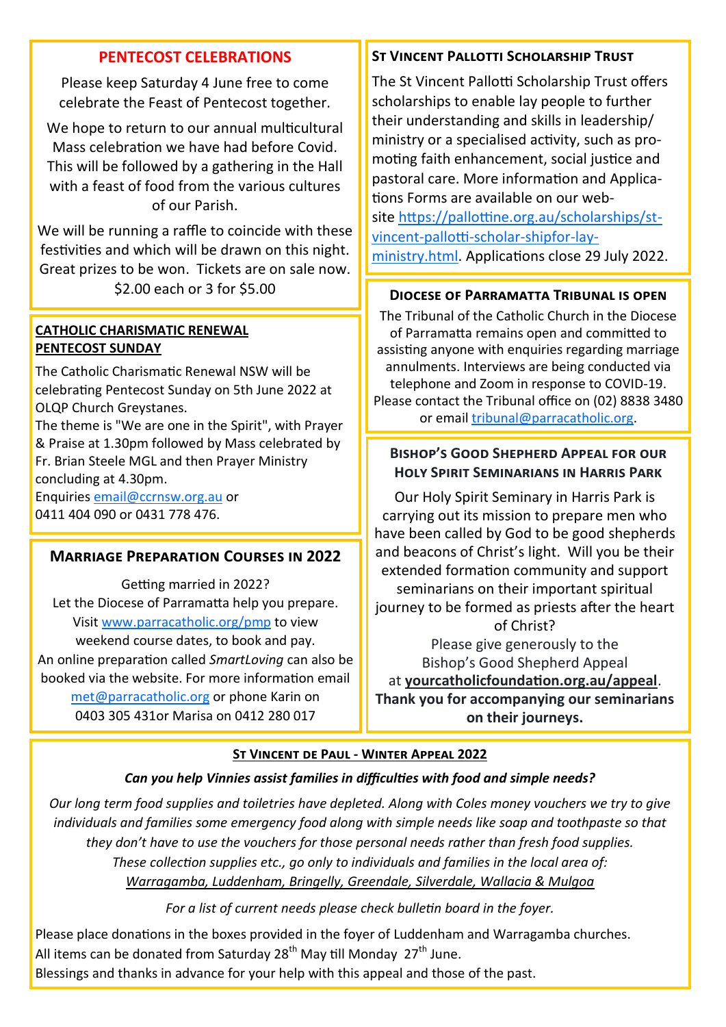## PENTECOST CELEBRATIONS

Please keep Saturday 4 June free to come celebrate the Feast of Pentecost together.

We hope to return to our annual multicultural Mass celebration we have had before Covid. This will be followed by a gathering in the Hall with a feast of food from the various cultures of our Parish.

We will be running a raffle to coincide with these festivities and which will be drawn on this night. Great prizes to be won. Tickets are on sale now. $2.00 each or 3 for $5.00

## CATHOLIC CHARISMATIC RENEWAL PENTECOST SUNDAY

The Catholic Charismatic Renewal NSW will be celebrating Pentecost Sunday on 5th June 2022 at OLQP Church Greystanes.

The theme is "We are one in the Spirit", with Prayer & Praise at 1.30pm followed by Mass celebrated by Fr. Brian Steele MGL and then Prayer Ministry concluding at 4.30pm.

Enquiries email@ccrnsw.org.au or 0411 404 090 or 0431 778 476.

## Marriage Preparation Courses in 2022

Getting married in 2022?

Let the Diocese of Parramatta help you prepare. Visit www.parracatholic.org/pmp to view weekend course dates, to book and pay.

An online preparation called *SmartLoving* can also be booked via the website. For more information email met@parracatholic.org or phone Karin on 0403 305 431or Marisa on 0412 280 017

## St Vincent Pallotti Scholarship Trust

The St Vincent Pallotti Scholarship Trust offers scholarships to enable lay people to further their understanding and skills in leadership/ ministry or a specialised activity, such as promoting faith enhancement, social justice and pastoral care. More information and Applications Forms are available on our website https://pallottine.org.au/scholarships/st-vincent-pallotti-scholar-shipfor-lay-ministry.html. Applications close 29 July 2022.

## Diocese of Parramatta Tribunal is open

The Tribunal of the Catholic Church in the Diocese of Parramatta remains open and committed to assisting anyone with enquiries regarding marriage annulments. Interviews are being conducted via telephone and Zoom in response to COVID-19. Please contact the Tribunal office on (02) 8838 3480 or email tribunal@parracatholic.org.

## Bishop's Good Shepherd Appeal for our Holy Spirit Seminarians in Harris Park

Our Holy Spirit Seminary in Harris Park is carrying out its mission to prepare men who have been called by God to be good shepherds and beacons of Christ's light. Will you be their extended formation community and support seminarians on their important spiritual journey to be formed as priests after the heart of Christ?

Please give generously to the Bishop's Good Shepherd Appeal at **yourcatholicfoundation.org.au/appeal**.

**Thank you for accompanying our seminarians on their journeys.**

## St Vincent de Paul - Winter Appeal 2022

***Can you help Vinnies assist families in difficulties with food and simple needs?***

*Our long term food supplies and toiletries have depleted. Along with Coles money vouchers we try to give individuals and families some emergency food along with simple needs like soap and toothpaste so that they don't have to use the vouchers for those personal needs rather than fresh food supplies.*

*These collection supplies etc., go only to individuals and families in the local area of:*
*Warragamba, Luddenham, Bringelly, Greendale, Silverdale, Wallacia & Mulgoa*

*For a list of current needs please check bulletin board in the foyer.*

Please place donations in the boxes provided in the foyer of Luddenham and Warragamba churches.
All items can be donated from Saturday 28th May till Monday 27th June.
Blessings and thanks in advance for your help with this appeal and those of the past.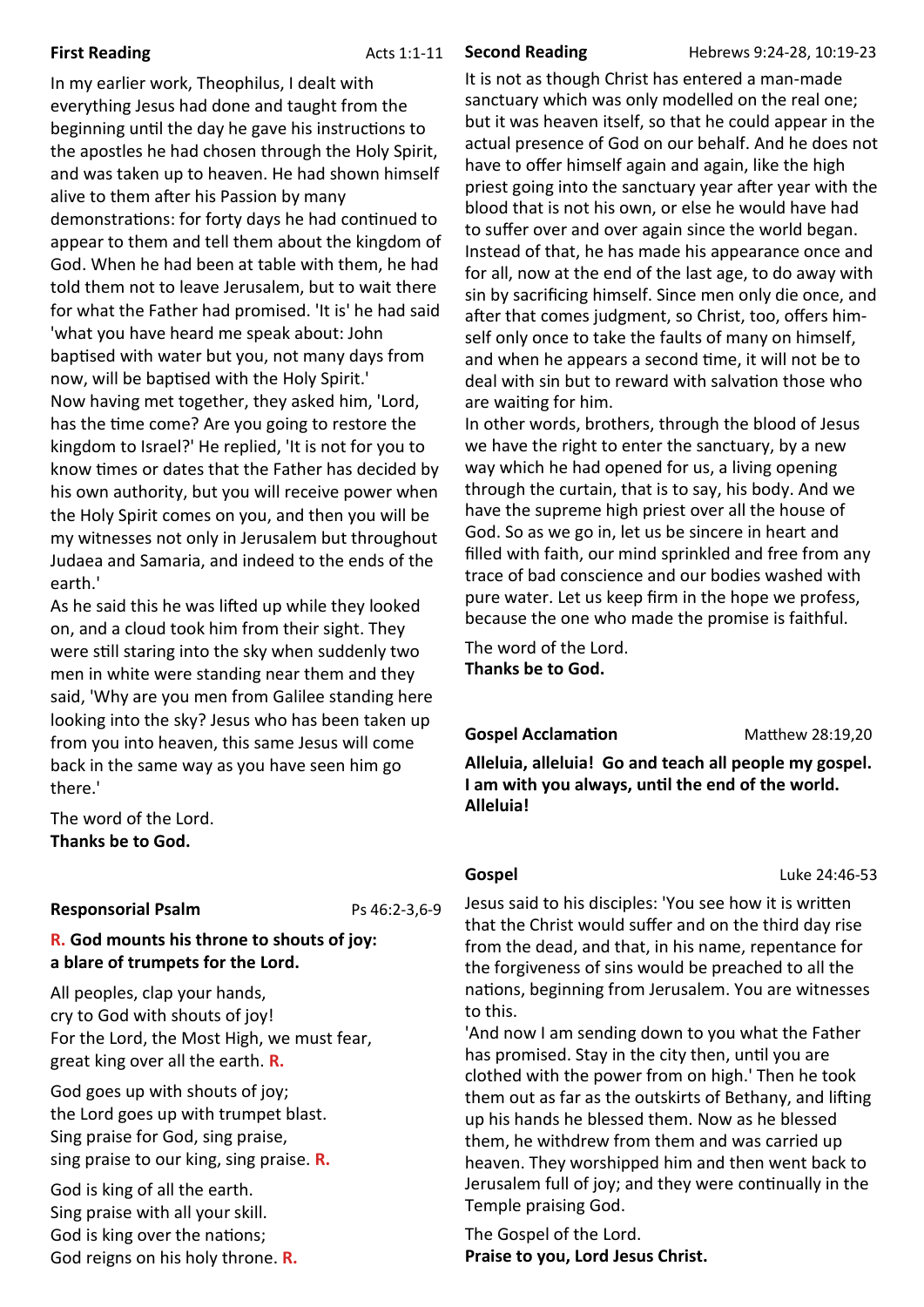**First Reading** Acts 1:1-11

In my earlier work, Theophilus, I dealt with everything Jesus had done and taught from the beginning until the day he gave his instructions to the apostles he had chosen through the Holy Spirit, and was taken up to heaven. He had shown himself alive to them after his Passion by many demonstrations: for forty days he had continued to appear to them and tell them about the kingdom of God. When he had been at table with them, he had told them not to leave Jerusalem, but to wait there for what the Father had promised. 'It is' he had said 'what you have heard me speak about: John baptised with water but you, not many days from now, will be baptised with the Holy Spirit.'
Now having met together, they asked him, 'Lord, has the time come? Are you going to restore the kingdom to Israel?' He replied, 'It is not for you to know times or dates that the Father has decided by his own authority, but you will receive power when the Holy Spirit comes on you, and then you will be my witnesses not only in Jerusalem but throughout Judaea and Samaria, and indeed to the ends of the earth.'
As he said this he was lifted up while they looked on, and a cloud took him from their sight. They were still staring into the sky when suddenly two men in white were standing near them and they said, 'Why are you men from Galilee standing here looking into the sky? Jesus who has been taken up from you into heaven, this same Jesus will come back in the same way as you have seen him go there.'

The word of the Lord.
**Thanks be to God.**

**Responsorial Psalm** Ps 46:2-3,6-9

**R. God mounts his throne to shouts of joy: a blare of trumpets for the Lord.**

All peoples, clap your hands,
cry to God with shouts of joy!
For the Lord, the Most High, we must fear,
great king over all the earth. **R.**

God goes up with shouts of joy;
the Lord goes up with trumpet blast.
Sing praise for God, sing praise,
sing praise to our king, sing praise. **R.**

God is king of all the earth.
Sing praise with all your skill.
God is king over the nations;
God reigns on his holy throne. **R.**

**Second Reading** Hebrews 9:24-28, 10:19-23

It is not as though Christ has entered a man-made sanctuary which was only modelled on the real one; but it was heaven itself, so that he could appear in the actual presence of God on our behalf. And he does not have to offer himself again and again, like the high priest going into the sanctuary year after year with the blood that is not his own, or else he would have had to suffer over and over again since the world began. Instead of that, he has made his appearance once and for all, now at the end of the last age, to do away with sin by sacrificing himself. Since men only die once, and after that comes judgment, so Christ, too, offers himself only once to take the faults of many on himself, and when he appears a second time, it will not be to deal with sin but to reward with salvation those who are waiting for him.
In other words, brothers, through the blood of Jesus we have the right to enter the sanctuary, by a new way which he had opened for us, a living opening through the curtain, that is to say, his body. And we have the supreme high priest over all the house of God. So as we go in, let us be sincere in heart and filled with faith, our mind sprinkled and free from any trace of bad conscience and our bodies washed with pure water. Let us keep firm in the hope we profess, because the one who made the promise is faithful.

The word of the Lord.
**Thanks be to God.**

**Gospel Acclamation** Matthew 28:19,20

**Alleluia, alleluia! Go and teach all people my gospel. I am with you always, until the end of the world. Alleluia!**

**Gospel** Luke 24:46-53

Jesus said to his disciples: 'You see how it is written that the Christ would suffer and on the third day rise from the dead, and that, in his name, repentance for the forgiveness of sins would be preached to all the nations, beginning from Jerusalem. You are witnesses to this.
'And now I am sending down to you what the Father has promised. Stay in the city then, until you are clothed with the power from on high.' Then he took them out as far as the outskirts of Bethany, and lifting up his hands he blessed them. Now as he blessed them, he withdrew from them and was carried up heaven. They worshipped him and then went back to Jerusalem full of joy; and they were continually in the Temple praising God.

The Gospel of the Lord.
**Praise to you, Lord Jesus Christ.**